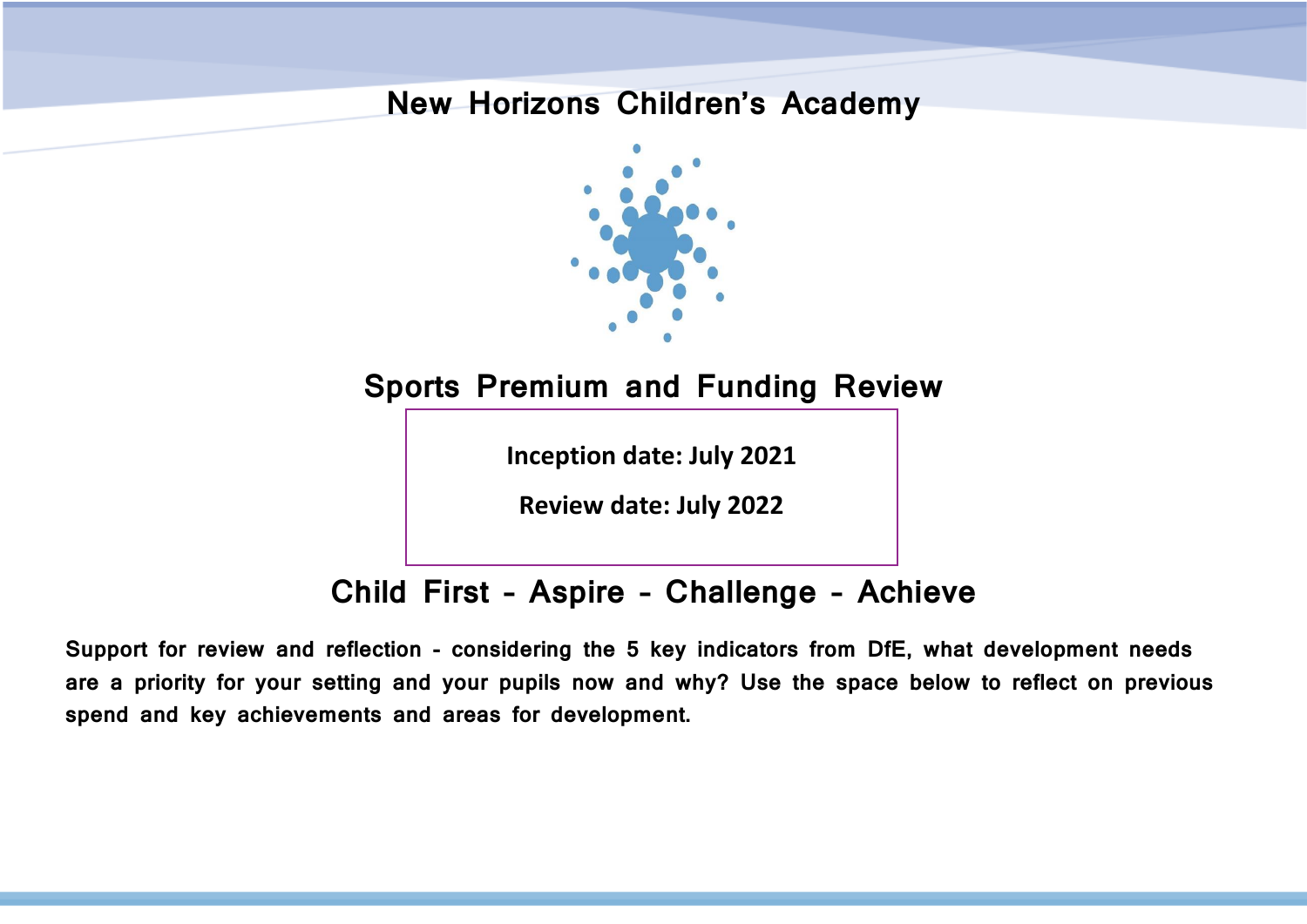# New Horizons Children's Academy

## Sports Premium and Funding Review

**Inception date: July 2021**

**Review date: July 2022**

## Child First - Aspire - Challenge - Achieve

**Support for review and reflection - considering the 5 key indicators from DfE, what development needs are a priority for your setting and your pupils now and why? Use the space below to reflect on previous spend and key achievements and areas for development.**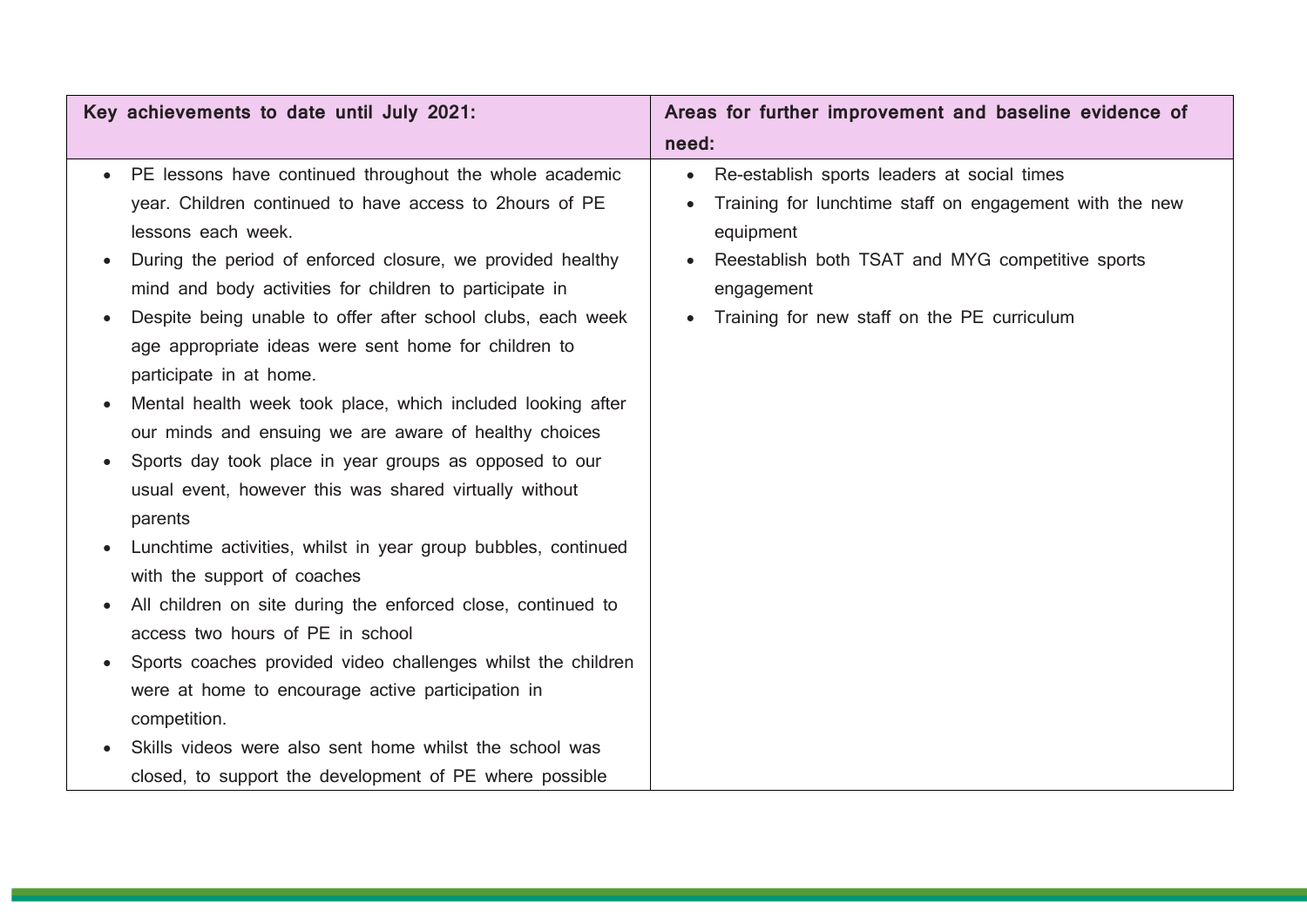| Key achievements to date until July 2021: | Areas for further improvement and baseline evidence of need: |
| --- | --- |
| • PE lessons have continued throughout the whole academic year. Children continued to have access to 2hours of PE lessons each week.<br>• During the period of enforced closure, we provided healthy mind and body activities for children to participate in<br>• Despite being unable to offer after school clubs, each week age appropriate ideas were sent home for children to participate in at home.<br>• Mental health week took place, which included looking after our minds and ensuing we are aware of healthy choices<br>• Sports day took place in year groups as opposed to our usual event, however this was shared virtually without parents<br>• Lunchtime activities, whilst in year group bubbles, continued with the support of coaches<br>• All children on site during the enforced close, continued to access two hours of PE in school<br>• Sports coaches provided video challenges whilst the children were at home to encourage active participation in competition.<br>• Skills videos were also sent home whilst the school was closed, to support the development of PE where possible | • Re-establish sports leaders at social times<br>• Training for lunchtime staff on engagement with the new equipment<br>• Reestablish both TSAT and MYG competitive sports engagement<br>• Training for new staff on the PE curriculum |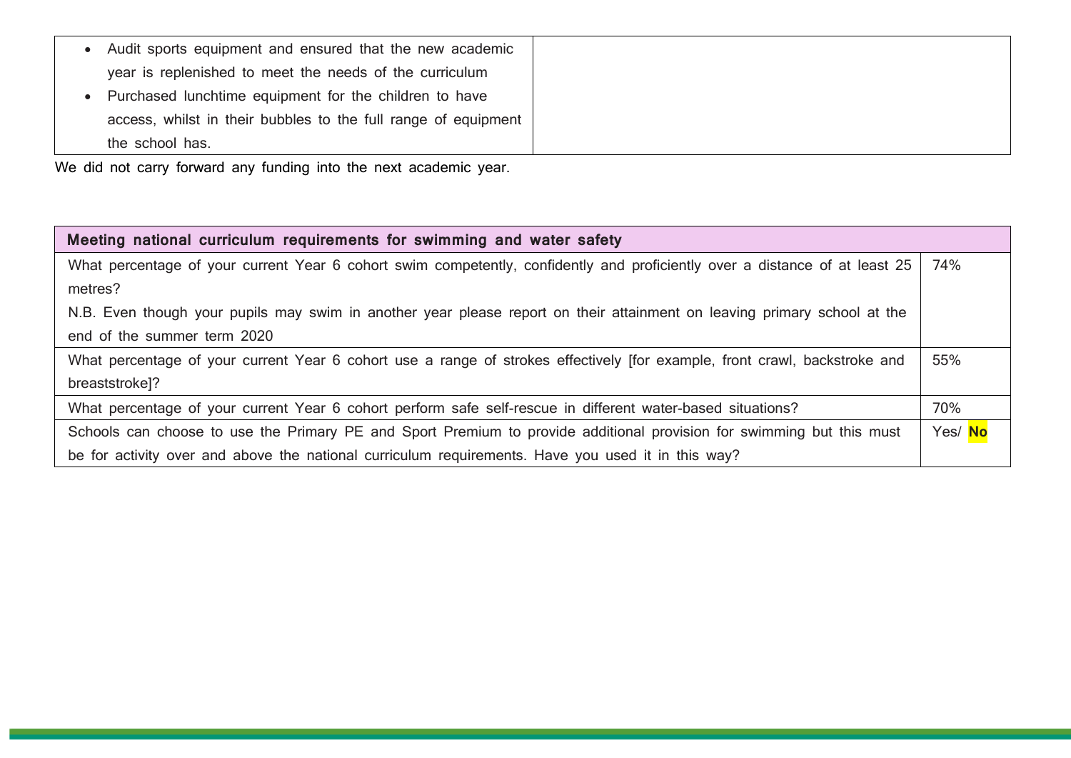| | |
|---|---|
| - Audit sports equipment and ensured that the new academic year is replenished to meet the needs of the curriculum<br>- Purchased lunchtime equipment for the children to have access, whilst in their bubbles to the full range of equipment the school has. | |

We did not carry forward any funding into the next academic year.

| Meeting national curriculum requirements for swimming and water safety | |
|---|---|
| What percentage of your current Year 6 cohort swim competently, confidently and proficiently over a distance of at least 25 metres?<br>N.B. Even though your pupils may swim in another year please report on their attainment on leaving primary school at the end of the summer term 2020 | 74% |
| What percentage of your current Year 6 cohort use a range of strokes effectively [for example, front crawl, backstroke and breaststroke]? | 55% |
| What percentage of your current Year 6 cohort perform safe self-rescue in different water-based situations? | 70% |
| Schools can choose to use the Primary PE and Sport Premium to provide additional provision for swimming but this must be for activity over and above the national curriculum requirements. Have you used it in this way? | Yes/ **No** |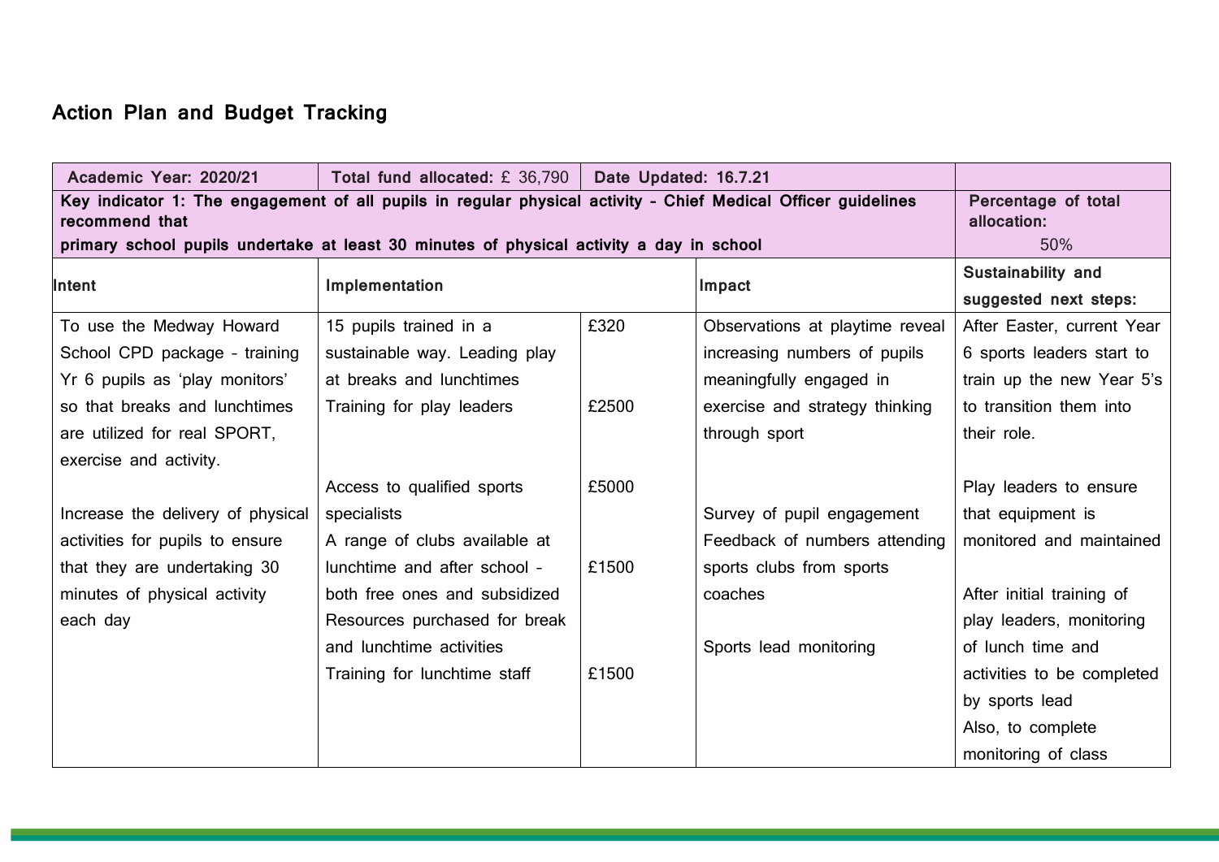## Action Plan and Budget Tracking

| Academic Year: 2020/21 | Total fund allocated: £ 36,790 | Date Updated: 16.7.21 | | |
|---|---|---|---|---|
| **Key indicator 1: The engagement of all pupils in regular physical activity - Chief Medical Officer guidelines recommend that primary school pupils undertake at least 30 minutes of physical activity a day in school** | | | | **Percentage of total allocation:** 50% |
| **Intent** | **Implementation** | | **Impact** | **Sustainability and suggested next steps:** |
| To use the Medway Howard School CPD package - training Yr 6 pupils as 'play monitors' so that breaks and lunchtimes are utilized for real SPORT, exercise and activity.<br><br>Increase the delivery of physical activities for pupils to ensure that they are undertaking 30 minutes of physical activity each day | 15 pupils trained in a sustainable way. Leading play at breaks and lunchtimes<br>Training for play leaders<br><br>Access to qualified sports specialists<br>A range of clubs available at lunchtime and after school - both free ones and subsidized<br>Resources purchased for break and lunchtime activities<br>Training for lunchtime staff | £320<br><br><br>£2500<br><br>£5000<br><br><br>£1500<br><br><br>£1500 | Observations at playtime reveal increasing numbers of pupils meaningfully engaged in exercise and strategy thinking through sport<br><br>Survey of pupil engagement<br>Feedback of numbers attending sports clubs from sports coaches<br><br>Sports lead monitoring | After Easter, current Year 6 sports leaders start to train up the new Year 5's to transition them into their role.<br><br>Play leaders to ensure that equipment is monitored and maintained<br><br>After initial training of play leaders, monitoring of lunch time and activities to be completed by sports lead<br>Also, to complete monitoring of class |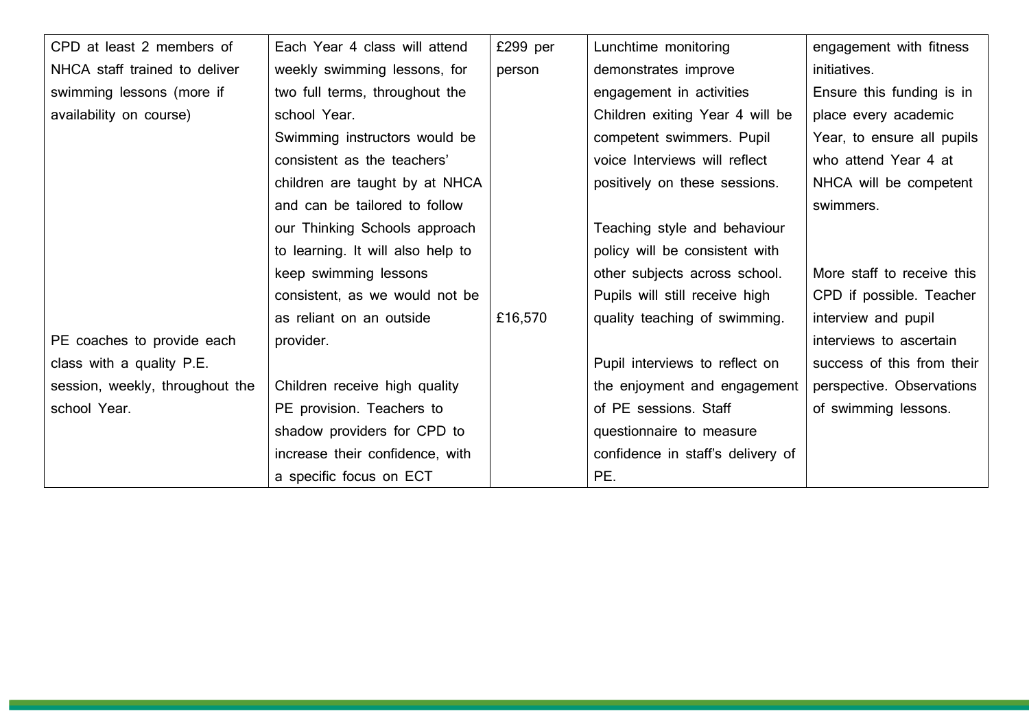| | | | | |
|---|---|---|---|---|
| CPD at least 2 members of NHCA staff trained to deliver swimming lessons (more if availability on course) | Each Year 4 class will attend weekly swimming lessons, for two full terms, throughout the school Year. Swimming instructors would be consistent as the teachers' children are taught by at NHCA and can be tailored to follow our Thinking Schools approach to learning. It will also help to keep swimming lessons consistent, as we would not be as reliant on an outside provider. | £299 per person | Lunchtime monitoring demonstrates improve engagement in activities Children exiting Year 4 will be competent swimmers. Pupil voice Interviews will reflect positively on these sessions.<br><br>Teaching style and behaviour policy will be consistent with other subjects across school. Pupils will still receive high quality teaching of swimming. | engagement with fitness initiatives. Ensure this funding is in place every academic Year, to ensure all pupils who attend Year 4 at NHCA will be competent swimmers.<br><br>More staff to receive this CPD if possible. Teacher interview and pupil interviews to ascertain success of this from their perspective. Observations of swimming lessons. |
| PE coaches to provide each class with a quality P.E. session, weekly, throughout the school Year. | Children receive high quality PE provision. Teachers to shadow providers for CPD to increase their confidence, with a specific focus on ECT | £16,570 | Pupil interviews to reflect on the enjoyment and engagement of PE sessions. Staff questionnaire to measure confidence in staff's delivery of PE. | |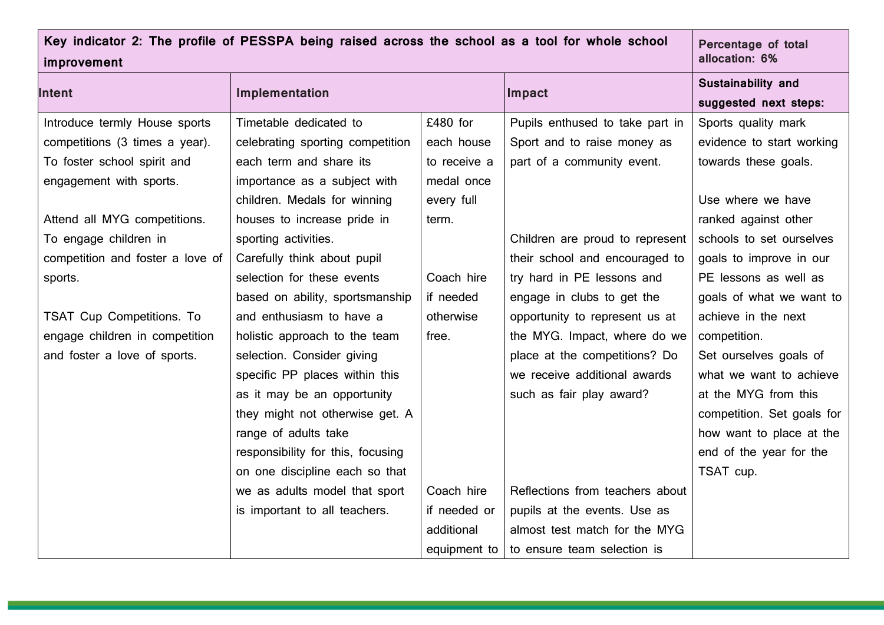| Key indicator 2: The profile of PESSPA being raised across the school as a tool for whole school improvement | | | | Percentage of total allocation: 6% |
|---|---|---|---|---|
| **Intent** | **Implementation** | | **Impact** | **Sustainability and suggested next steps:** |
| Introduce termly House sports competitions (3 times a year). To foster school spirit and engagement with sports.<br><br>Attend all MYG competitions. To engage children in competition and foster a love of sports.<br><br>TSAT Cup Competitions. To engage children in competition and foster a love of sports. | Timetable dedicated to celebrating sporting competition each term and share its importance as a subject with children. Medals for winning houses to increase pride in sporting activities.<br>Carefully think about pupil selection for these events based on ability, sportsmanship and enthusiasm to have a holistic approach to the team selection. Consider giving specific PP places within this as it may be an opportunity they might not otherwise get. A range of adults take responsibility for this, focusing on one discipline each so that we as adults model that sport is important to all teachers. | £480 for each house to receive a medal once every full term.<br><br>Coach hire if needed otherwise free.<br><br>Coach hire if needed or additional equipment to | Pupils enthused to take part in Sport and to raise money as part of a community event.<br><br>Children are proud to represent their school and encouraged to try hard in PE lessons and engage in clubs to get the opportunity to represent us at the MYG. Impact, where do we place at the competitions? Do we receive additional awards such as fair play award?<br><br>Reflections from teachers about pupils at the events. Use as almost test match for the MYG to ensure team selection is | Sports quality mark evidence to start working towards these goals.<br><br>Use where we have ranked against other schools to set ourselves goals to improve in our PE lessons as well as goals of what we want to achieve in the next competition.<br>Set ourselves goals of what we want to achieve at the MYG from this competition. Set goals for how want to place at the end of the year for the TSAT cup. |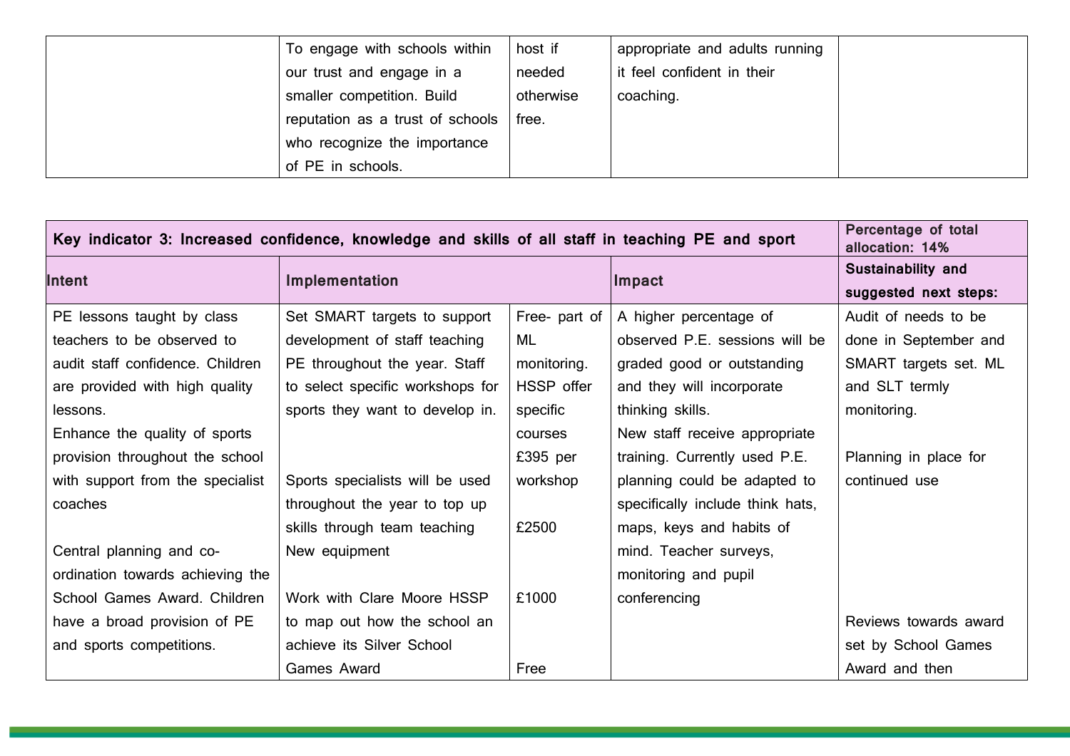| | | | | |
|---|---|---|---|---|
| | To engage with schools within our trust and engage in a smaller competition. Build reputation as a trust of schools who recognize the importance of PE in schools. | host if needed otherwise free. | appropriate and adults running it feel confident in their coaching. | |

| Key indicator 3: Increased confidence, knowledge and skills of all staff in teaching PE and sport | | | | Percentage of total allocation: 14% |
|---|---|---|---|---|
| **Intent** | **Implementation** | | **Impact** | **Sustainability and suggested next steps:** |
| PE lessons taught by class teachers to be observed to audit staff confidence. Children are provided with high quality lessons.<br>Enhance the quality of sports provision throughout the school with support from the specialist coaches<br><br>Central planning and co-ordination towards achieving the School Games Award. Children have a broad provision of PE and sports competitions. | Set SMART targets to support development of staff teaching PE throughout the year. Staff to select specific workshops for sports they want to develop in.<br><br>Sports specialists will be used throughout the year to top up skills through team teaching<br>New equipment<br><br>Work with Clare Moore HSSP to map out how the school an achieve its Silver School Games Award | Free- part of ML monitoring. HSSP offer specific courses £395 per workshop<br><br>£2500<br><br>£1000<br><br>Free | A higher percentage of observed P.E. sessions will be graded good or outstanding and they will incorporate thinking skills.<br>New staff receive appropriate training. Currently used P.E. planning could be adapted to specifically include think hats, maps, keys and habits of mind. Teacher surveys, monitoring and pupil conferencing | Audit of needs to be done in September and SMART targets set. ML and SLT termly monitoring.<br><br>Planning in place for continued use<br><br>Reviews towards award set by School Games Award and then |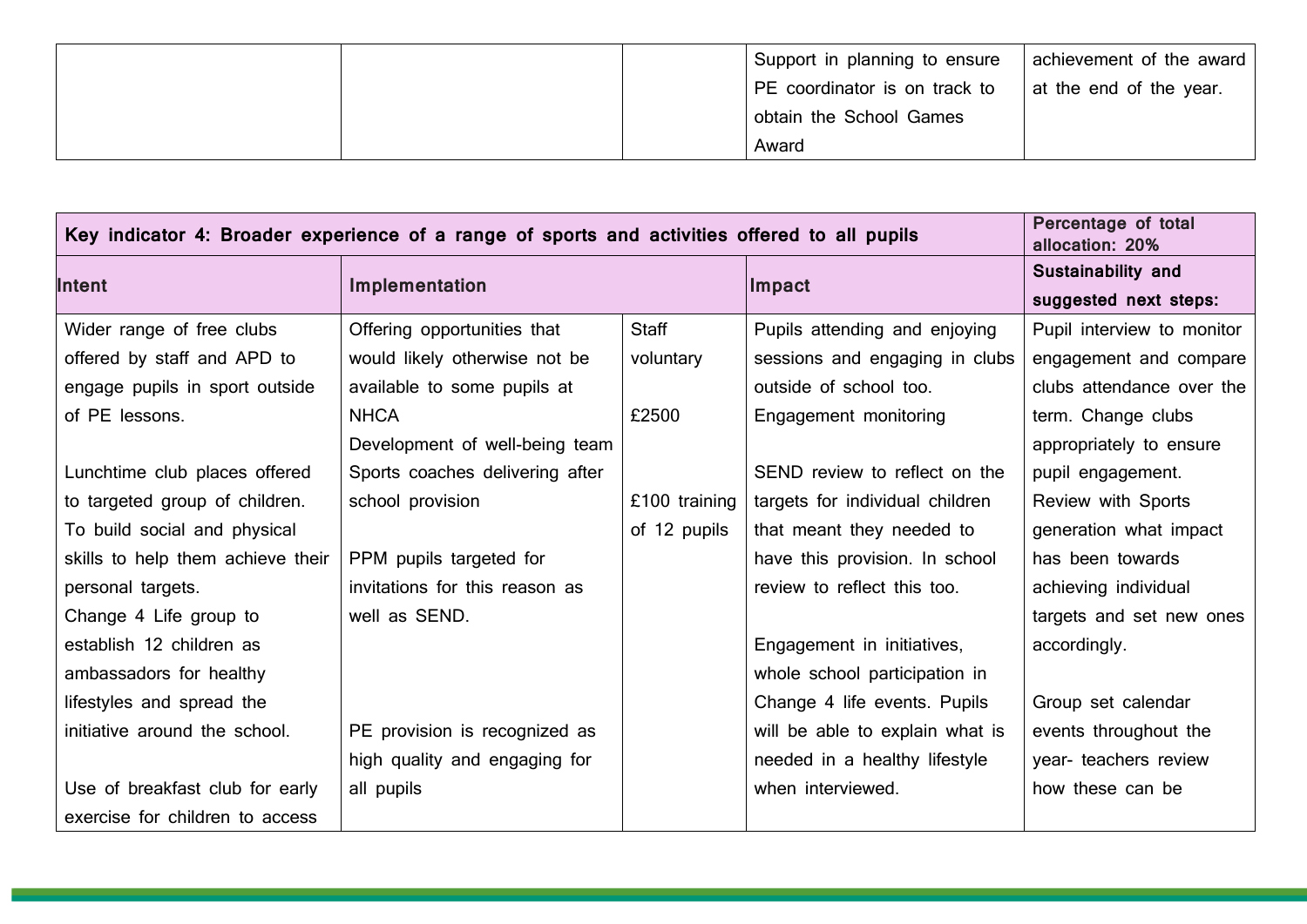| | | | Support in planning to ensure PE coordinator is on track to obtain the School Games Award | achievement of the award at the end of the year. |
|---|---|---|---|---|

| Key indicator 4: Broader experience of a range of sports and activities offered to all pupils | | | | Percentage of total allocation: 20% |
|---|---|---|---|---|
| **Intent** | **Implementation** | | **Impact** | **Sustainability and suggested next steps:** |
| Wider range of free clubs offered by staff and APD to engage pupils in sport outside of PE lessons.<br><br>Lunchtime club places offered to targeted group of children. To build social and physical skills to help them achieve their personal targets.<br>Change 4 Life group to establish 12 children as ambassadors for healthy lifestyles and spread the initiative around the school.<br><br>Use of breakfast club for early exercise for children to access | Offering opportunities that would likely otherwise not be available to some pupils at NHCA<br>Development of well-being team<br>Sports coaches delivering after school provision<br><br>PPM pupils targeted for invitations for this reason as well as SEND.<br><br><br><br><br>PE provision is recognized as high quality and engaging for all pupils | Staff voluntary<br><br>£2500<br><br>£100 training of 12 pupils | Pupils attending and enjoying sessions and engaging in clubs outside of school too.<br>Engagement monitoring<br><br>SEND review to reflect on the targets for individual children that meant they needed to have this provision. In school review to reflect this too.<br><br>Engagement in initiatives, whole school participation in Change 4 life events. Pupils will be able to explain what is needed in a healthy lifestyle when interviewed. | Pupil interview to monitor engagement and compare clubs attendance over the term. Change clubs appropriately to ensure pupil engagement.<br>Review with Sports generation what impact has been towards achieving individual targets and set new ones accordingly.<br><br>Group set calendar events throughout the year- teachers review how these can be |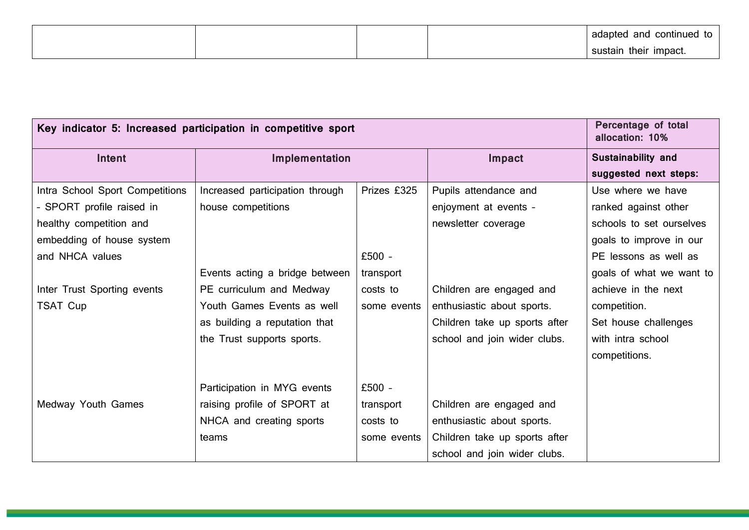| | | | | adapted and continued to sustain their impact. |
|---|---|---|---|---|

| Key indicator 5: Increased participation in competitive sport | | | | Percentage of total allocation: 10% |
|---|---|---|---|---|
| **Intent** | **Implementation** | | **Impact** | **Sustainability and suggested next steps:** |
| Intra School Sport Competitions - SPORT profile raised in healthy competition and embedding of house system and NHCA values<br><br>Inter Trust Sporting events TSAT Cup<br><br>Medway Youth Games | Increased participation through house competitions<br><br>Events acting a bridge between PE curriculum and Medway Youth Games Events as well as building a reputation that the Trust supports sports.<br><br>Participation in MYG events raising profile of SPORT at NHCA and creating sports teams | Prizes £325<br><br>£500 - transport costs to some events<br><br>£500 - transport costs to some events | Pupils attendance and enjoyment at events - newsletter coverage<br><br>Children are engaged and enthusiastic about sports. Children take up sports after school and join wider clubs.<br><br>Children are engaged and enthusiastic about sports. Children take up sports after school and join wider clubs. | Use where we have ranked against other schools to set ourselves goals to improve in our PE lessons as well as goals of what we want to achieve in the next competition.<br>Set house challenges with intra school competitions. |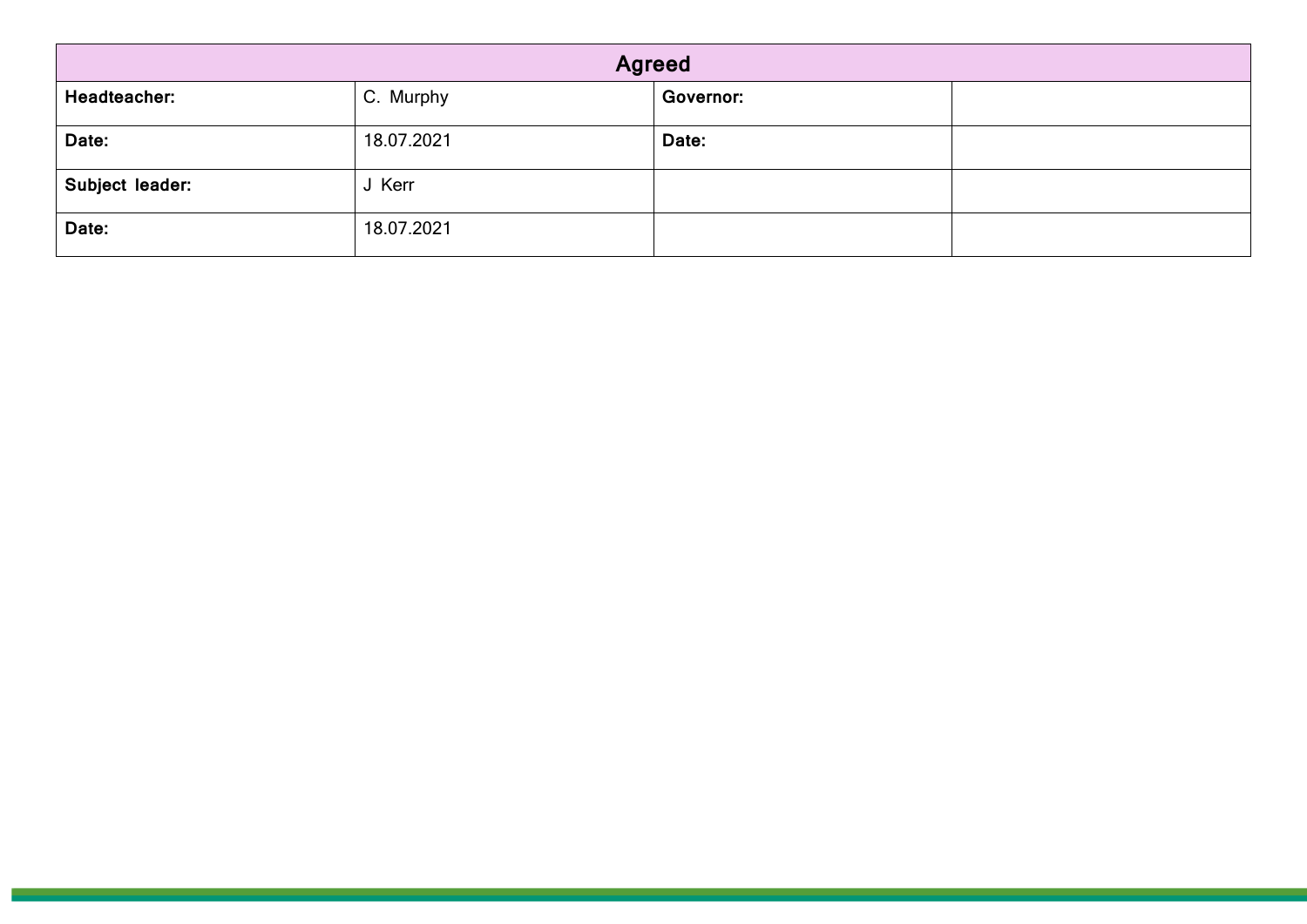| Agreed | | | |
|---|---|---|---|
| **Headteacher:** | C. Murphy | **Governor:** | |
| **Date:** | 18.07.2021 | **Date:** | |
| **Subject leader:** | J Kerr | | |
| **Date:** | 18.07.2021 | | |